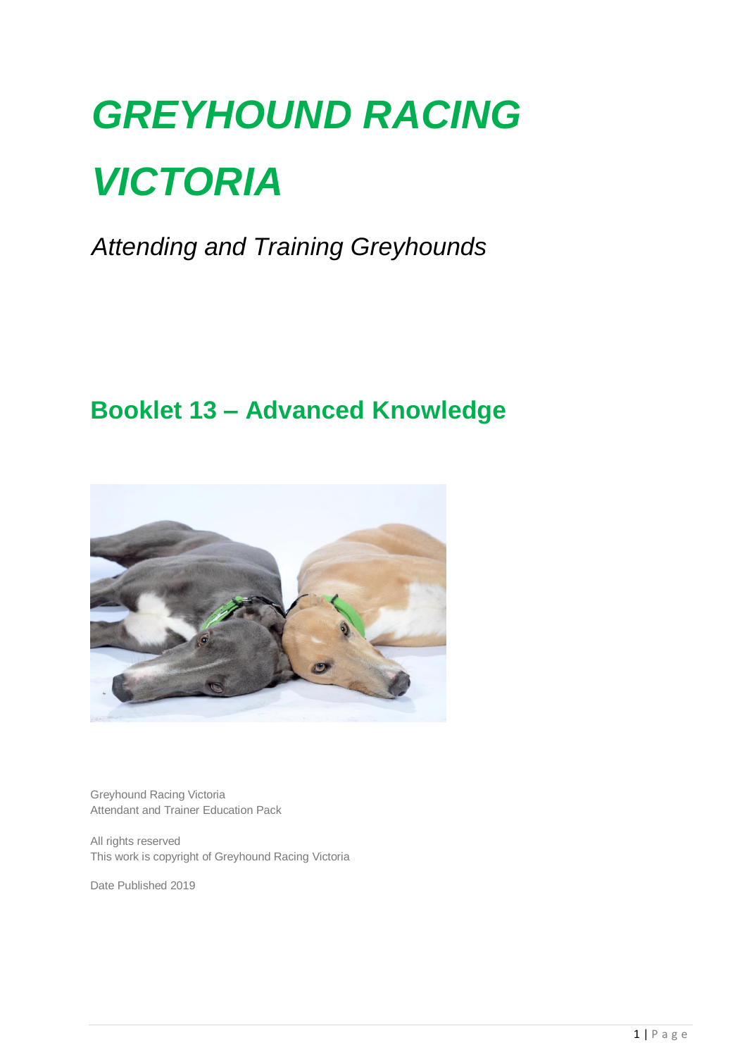# *GREYHOUND RACING VICTORIA*

*Attending and Training Greyhounds*

## Booklet 13 – Advanced Knowledge

Greyhound Racing Victoria
Attendant and Trainer Education Pack

All rights reserved
This work is copyright of Greyhound Racing Victoria

Date Published 2019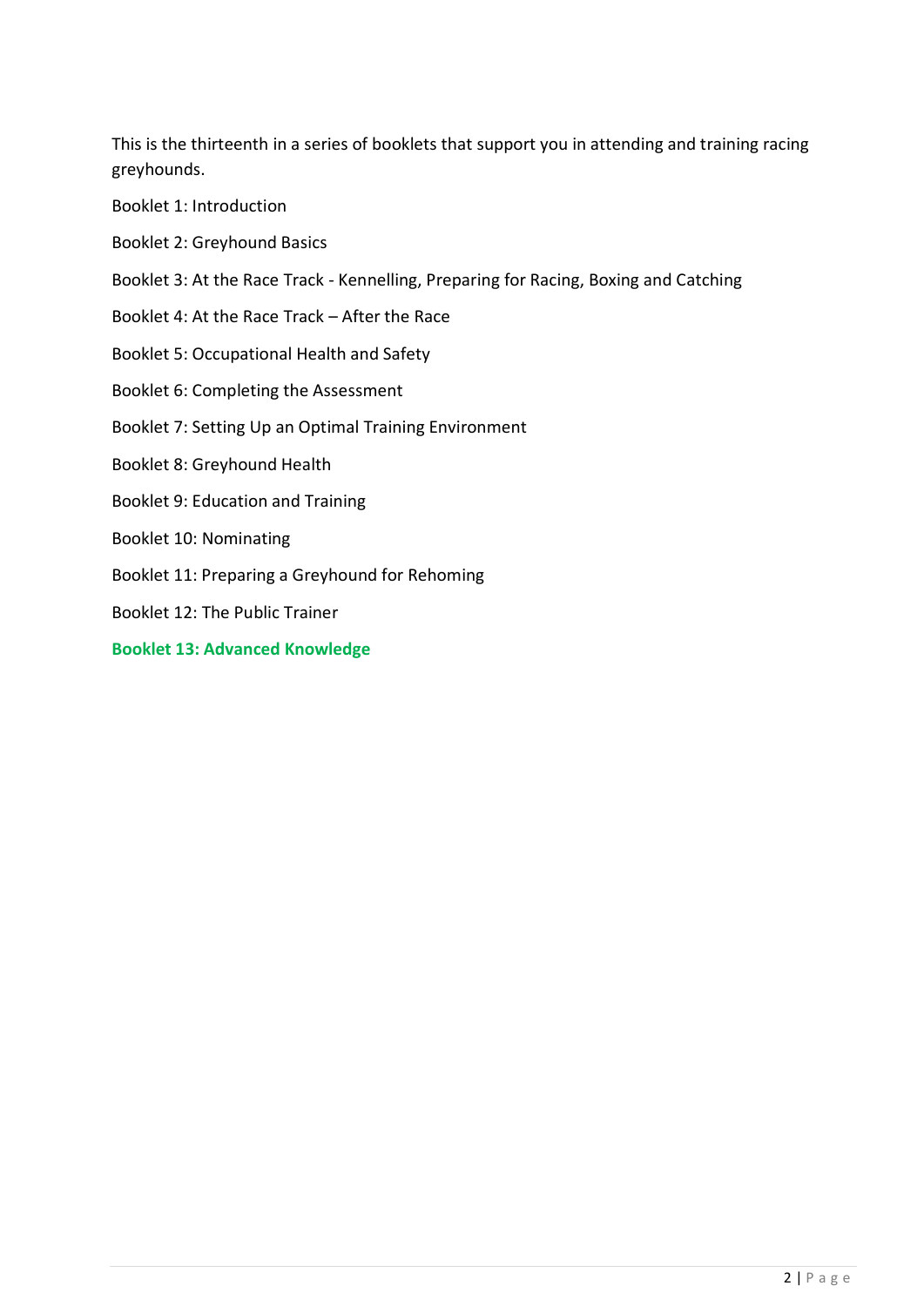This is the thirteenth in a series of booklets that support you in attending and training racing greyhounds.

Booklet 1: Introduction

Booklet 2: Greyhound Basics

Booklet 3: At the Race Track - Kennelling, Preparing for Racing, Boxing and Catching

Booklet 4: At the Race Track – After the Race

Booklet 5: Occupational Health and Safety

Booklet 6: Completing the Assessment

Booklet 7: Setting Up an Optimal Training Environment

Booklet 8: Greyhound Health

Booklet 9: Education and Training

Booklet 10: Nominating

Booklet 11: Preparing a Greyhound for Rehoming

Booklet 12: The Public Trainer

**Booklet 13: Advanced Knowledge**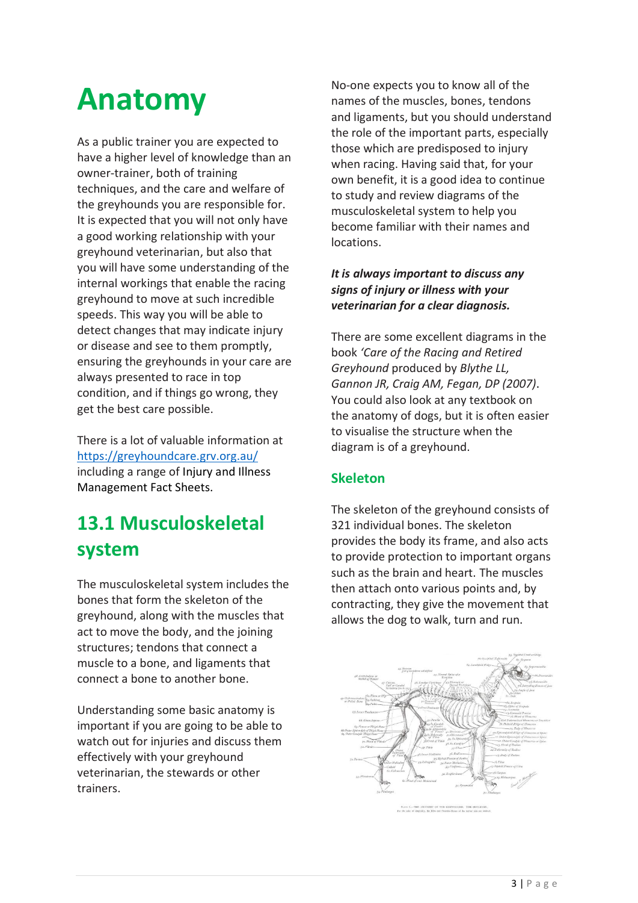# Anatomy

As a public trainer you are expected to have a higher level of knowledge than an owner-trainer, both of training techniques, and the care and welfare of the greyhounds you are responsible for. It is expected that you will not only have a good working relationship with your greyhound veterinarian, but also that you will have some understanding of the internal workings that enable the racing greyhound to move at such incredible speeds. This way you will be able to detect changes that may indicate injury or disease and see to them promptly, ensuring the greyhounds in your care are always presented to race in top condition, and if things go wrong, they get the best care possible.

There is a lot of valuable information at https://greyhoundcare.grv.org.au/ including a range of Injury and Illness Management Fact Sheets.

## 13.1 Musculoskeletal system

The musculoskeletal system includes the bones that form the skeleton of the greyhound, along with the muscles that act to move the body, and the joining structures; tendons that connect a muscle to a bone, and ligaments that connect a bone to another bone.

Understanding some basic anatomy is important if you are going to be able to watch out for injuries and discuss them effectively with your greyhound veterinarian, the stewards or other trainers.

No-one expects you to know all of the names of the muscles, bones, tendons and ligaments, but you should understand the role of the important parts, especially those which are predisposed to injury when racing. Having said that, for your own benefit, it is a good idea to continue to study and review diagrams of the musculoskeletal system to help you become familiar with their names and locations.

***It is always important to discuss any signs of injury or illness with your veterinarian for a clear diagnosis.***

There are some excellent diagrams in the book *'Care of the Racing and Retired Greyhound* produced by *Blythe LL, Gannon JR, Craig AM, Fegan, DP (2007)*. You could also look at any textbook on the anatomy of dogs, but it is often easier to visualise the structure when the diagram is of a greyhound.

### Skeleton

The skeleton of the greyhound consists of 321 individual bones. The skeleton provides the body its frame, and also acts to provide protection to important organs such as the brain and heart. The muscles then attach onto various points and, by contracting, they give the movement that allows the dog to walk, turn and run.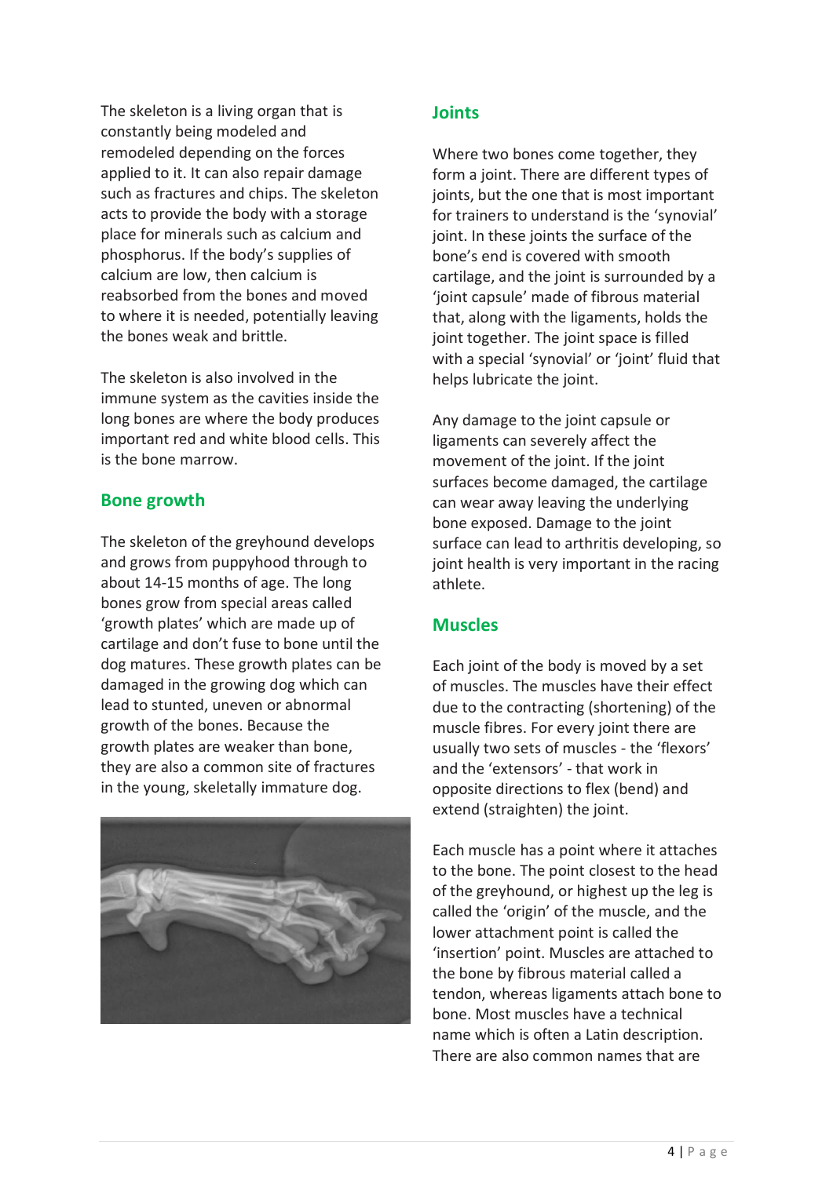The skeleton is a living organ that is constantly being modeled and remodeled depending on the forces applied to it. It can also repair damage such as fractures and chips. The skeleton acts to provide the body with a storage place for minerals such as calcium and phosphorus. If the body's supplies of calcium are low, then calcium is reabsorbed from the bones and moved to where it is needed, potentially leaving the bones weak and brittle.

The skeleton is also involved in the immune system as the cavities inside the long bones are where the body produces important red and white blood cells. This is the bone marrow.

## Bone growth

The skeleton of the greyhound develops and grows from puppyhood through to about 14-15 months of age. The long bones grow from special areas called 'growth plates' which are made up of cartilage and don't fuse to bone until the dog matures. These growth plates can be damaged in the growing dog which can lead to stunted, uneven or abnormal growth of the bones. Because the growth plates are weaker than bone, they are also a common site of fractures in the young, skeletally immature dog.

## Joints

Where two bones come together, they form a joint. There are different types of joints, but the one that is most important for trainers to understand is the 'synovial' joint. In these joints the surface of the bone's end is covered with smooth cartilage, and the joint is surrounded by a 'joint capsule' made of fibrous material that, along with the ligaments, holds the joint together. The joint space is filled with a special 'synovial' or 'joint' fluid that helps lubricate the joint.

Any damage to the joint capsule or ligaments can severely affect the movement of the joint. If the joint surfaces become damaged, the cartilage can wear away leaving the underlying bone exposed. Damage to the joint surface can lead to arthritis developing, so joint health is very important in the racing athlete.

## Muscles

Each joint of the body is moved by a set of muscles. The muscles have their effect due to the contracting (shortening) of the muscle fibres. For every joint there are usually two sets of muscles - the 'flexors' and the 'extensors' - that work in opposite directions to flex (bend) and extend (straighten) the joint.

Each muscle has a point where it attaches to the bone. The point closest to the head of the greyhound, or highest up the leg is called the 'origin' of the muscle, and the lower attachment point is called the 'insertion' point. Muscles are attached to the bone by fibrous material called a tendon, whereas ligaments attach bone to bone. Most muscles have a technical name which is often a Latin description. There are also common names that are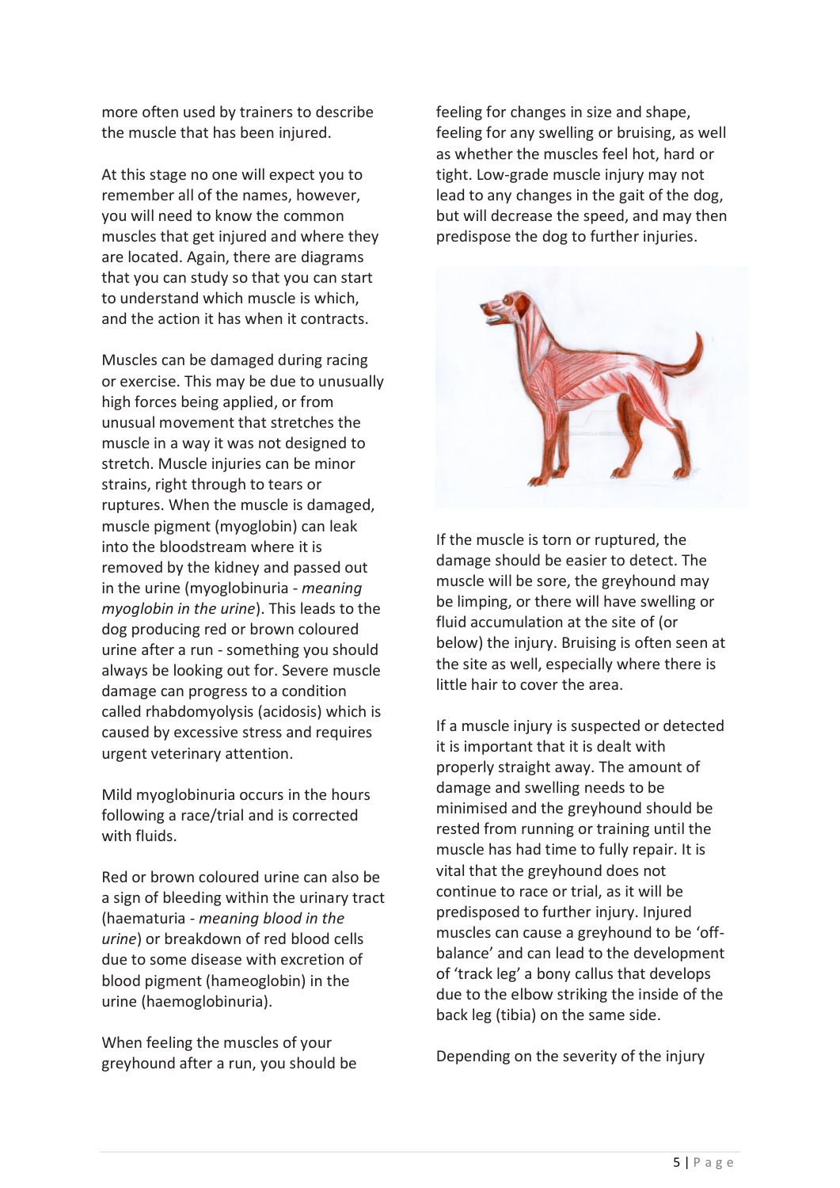more often used by trainers to describe the muscle that has been injured.

At this stage no one will expect you to remember all of the names, however, you will need to know the common muscles that get injured and where they are located. Again, there are diagrams that you can study so that you can start to understand which muscle is which, and the action it has when it contracts.

Muscles can be damaged during racing or exercise. This may be due to unusually high forces being applied, or from unusual movement that stretches the muscle in a way it was not designed to stretch. Muscle injuries can be minor strains, right through to tears or ruptures. When the muscle is damaged, muscle pigment (myoglobin) can leak into the bloodstream where it is removed by the kidney and passed out in the urine (myoglobinuria - *meaning myoglobin in the urine*). This leads to the dog producing red or brown coloured urine after a run - something you should always be looking out for. Severe muscle damage can progress to a condition called rhabdomyolysis (acidosis) which is caused by excessive stress and requires urgent veterinary attention.

Mild myoglobinuria occurs in the hours following a race/trial and is corrected with fluids.

Red or brown coloured urine can also be a sign of bleeding within the urinary tract (haematuria - *meaning blood in the urine*) or breakdown of red blood cells due to some disease with excretion of blood pigment (hameoglobin) in the urine (haemoglobinuria).

When feeling the muscles of your greyhound after a run, you should be feeling for changes in size and shape, feeling for any swelling or bruising, as well as whether the muscles feel hot, hard or tight. Low-grade muscle injury may not lead to any changes in the gait of the dog, but will decrease the speed, and may then predispose the dog to further injuries.

If the muscle is torn or ruptured, the damage should be easier to detect. The muscle will be sore, the greyhound may be limping, or there will have swelling or fluid accumulation at the site of (or below) the injury. Bruising is often seen at the site as well, especially where there is little hair to cover the area.

If a muscle injury is suspected or detected it is important that it is dealt with properly straight away. The amount of damage and swelling needs to be minimised and the greyhound should be rested from running or training until the muscle has had time to fully repair. It is vital that the greyhound does not continue to race or trial, as it will be predisposed to further injury. Injured muscles can cause a greyhound to be 'off-balance' and can lead to the development of 'track leg' a bony callus that develops due to the elbow striking the inside of the back leg (tibia) on the same side.

Depending on the severity of the injury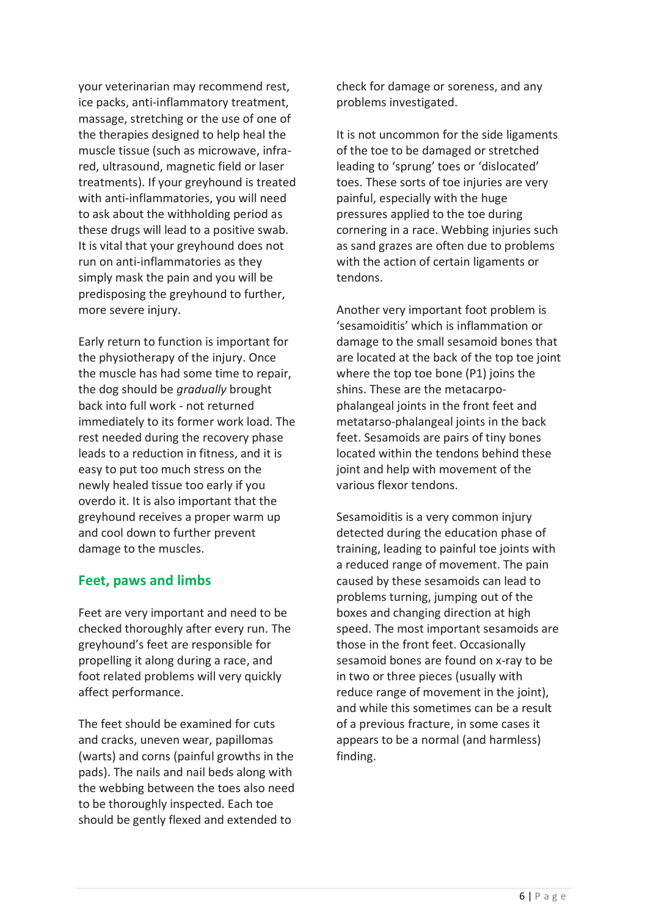your veterinarian may recommend rest, ice packs, anti-inflammatory treatment, massage, stretching or the use of one of the therapies designed to help heal the muscle tissue (such as microwave, infra-red, ultrasound, magnetic field or laser treatments). If your greyhound is treated with anti-inflammatories, you will need to ask about the withholding period as these drugs will lead to a positive swab. It is vital that your greyhound does not run on anti-inflammatories as they simply mask the pain and you will be predisposing the greyhound to further, more severe injury.

Early return to function is important for the physiotherapy of the injury. Once the muscle has had some time to repair, the dog should be *gradually* brought back into full work - not returned immediately to its former work load. The rest needed during the recovery phase leads to a reduction in fitness, and it is easy to put too much stress on the newly healed tissue too early if you overdo it. It is also important that the greyhound receives a proper warm up and cool down to further prevent damage to the muscles.

## Feet, paws and limbs

Feet are very important and need to be checked thoroughly after every run. The greyhound's feet are responsible for propelling it along during a race, and foot related problems will very quickly affect performance.

The feet should be examined for cuts and cracks, uneven wear, papillomas (warts) and corns (painful growths in the pads). The nails and nail beds along with the webbing between the toes also need to be thoroughly inspected. Each toe should be gently flexed and extended to check for damage or soreness, and any problems investigated.

It is not uncommon for the side ligaments of the toe to be damaged or stretched leading to 'sprung' toes or 'dislocated' toes. These sorts of toe injuries are very painful, especially with the huge pressures applied to the toe during cornering in a race. Webbing injuries such as sand grazes are often due to problems with the action of certain ligaments or tendons.

Another very important foot problem is 'sesamoiditis' which is inflammation or damage to the small sesamoid bones that are located at the back of the top toe joint where the top toe bone (P1) joins the shins. These are the metacarpo-phalangeal joints in the front feet and metatarso-phalangeal joints in the back feet. Sesamoids are pairs of tiny bones located within the tendons behind these joint and help with movement of the various flexor tendons.

Sesamoiditis is a very common injury detected during the education phase of training, leading to painful toe joints with a reduced range of movement. The pain caused by these sesamoids can lead to problems turning, jumping out of the boxes and changing direction at high speed. The most important sesamoids are those in the front feet. Occasionally sesamoid bones are found on x-ray to be in two or three pieces (usually with reduce range of movement in the joint), and while this sometimes can be a result of a previous fracture, in some cases it appears to be a normal (and harmless) finding.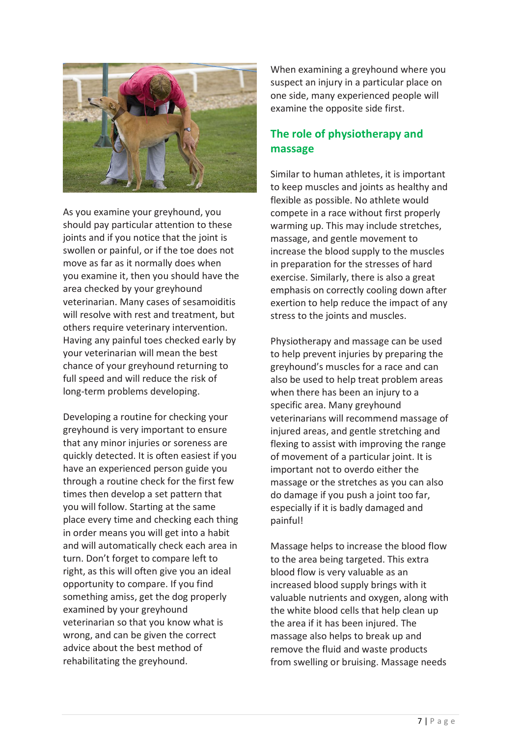As you examine your greyhound, you should pay particular attention to these joints and if you notice that the joint is swollen or painful, or if the toe does not move as far as it normally does when you examine it, then you should have the area checked by your greyhound veterinarian. Many cases of sesamoiditis will resolve with rest and treatment, but others require veterinary intervention. Having any painful toes checked early by your veterinarian will mean the best chance of your greyhound returning to full speed and will reduce the risk of long-term problems developing.

Developing a routine for checking your greyhound is very important to ensure that any minor injuries or soreness are quickly detected. It is often easiest if you have an experienced person guide you through a routine check for the first few times then develop a set pattern that you will follow. Starting at the same place every time and checking each thing in order means you will get into a habit and will automatically check each area in turn. Don't forget to compare left to right, as this will often give you an ideal opportunity to compare. If you find something amiss, get the dog properly examined by your greyhound veterinarian so that you know what is wrong, and can be given the correct advice about the best method of rehabilitating the greyhound.

When examining a greyhound where you suspect an injury in a particular place on one side, many experienced people will examine the opposite side first.

## The role of physiotherapy and massage

Similar to human athletes, it is important to keep muscles and joints as healthy and flexible as possible. No athlete would compete in a race without first properly warming up. This may include stretches, massage, and gentle movement to increase the blood supply to the muscles in preparation for the stresses of hard exercise. Similarly, there is also a great emphasis on correctly cooling down after exertion to help reduce the impact of any stress to the joints and muscles.

Physiotherapy and massage can be used to help prevent injuries by preparing the greyhound's muscles for a race and can also be used to help treat problem areas when there has been an injury to a specific area. Many greyhound veterinarians will recommend massage of injured areas, and gentle stretching and flexing to assist with improving the range of movement of a particular joint. It is important not to overdo either the massage or the stretches as you can also do damage if you push a joint too far, especially if it is badly damaged and painful!

Massage helps to increase the blood flow to the area being targeted. This extra blood flow is very valuable as an increased blood supply brings with it valuable nutrients and oxygen, along with the white blood cells that help clean up the area if it has been injured. The massage also helps to break up and remove the fluid and waste products from swelling or bruising. Massage needs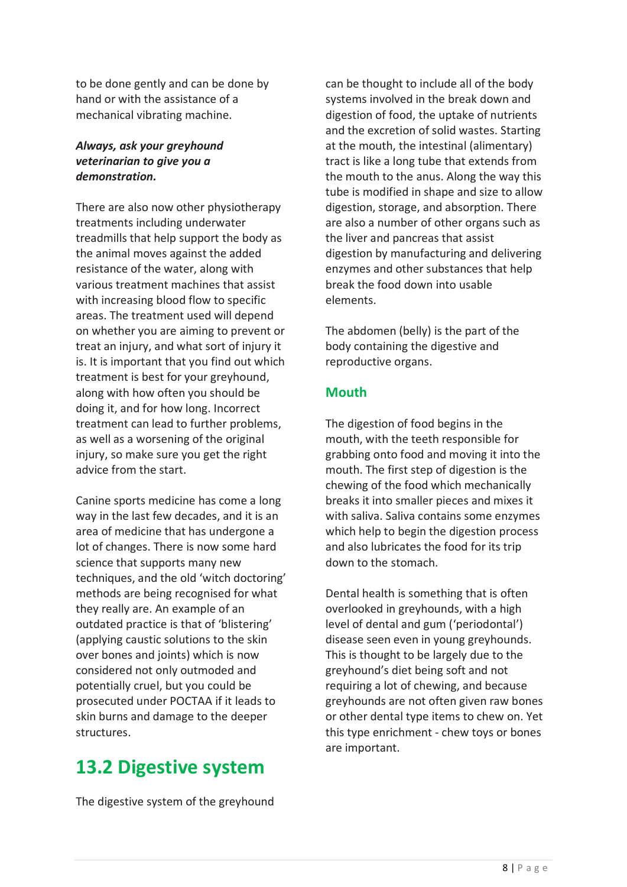to be done gently and can be done by hand or with the assistance of a mechanical vibrating machine.

***Always, ask your greyhound veterinarian to give you a demonstration.***

There are also now other physiotherapy treatments including underwater treadmills that help support the body as the animal moves against the added resistance of the water, along with various treatment machines that assist with increasing blood flow to specific areas. The treatment used will depend on whether you are aiming to prevent or treat an injury, and what sort of injury it is. It is important that you find out which treatment is best for your greyhound, along with how often you should be doing it, and for how long. Incorrect treatment can lead to further problems, as well as a worsening of the original injury, so make sure you get the right advice from the start.

Canine sports medicine has come a long way in the last few decades, and it is an area of medicine that has undergone a lot of changes. There is now some hard science that supports many new techniques, and the old 'witch doctoring' methods are being recognised for what they really are. An example of an outdated practice is that of 'blistering' (applying caustic solutions to the skin over bones and joints) which is now considered not only outmoded and potentially cruel, but you could be prosecuted under POCTAA if it leads to skin burns and damage to the deeper structures.

## 13.2 Digestive system

The digestive system of the greyhound can be thought to include all of the body systems involved in the break down and digestion of food, the uptake of nutrients and the excretion of solid wastes. Starting at the mouth, the intestinal (alimentary) tract is like a long tube that extends from the mouth to the anus. Along the way this tube is modified in shape and size to allow digestion, storage, and absorption. There are also a number of other organs such as the liver and pancreas that assist digestion by manufacturing and delivering enzymes and other substances that help break the food down into usable elements.

The abdomen (belly) is the part of the body containing the digestive and reproductive organs.

### Mouth

The digestion of food begins in the mouth, with the teeth responsible for grabbing onto food and moving it into the mouth. The first step of digestion is the chewing of the food which mechanically breaks it into smaller pieces and mixes it with saliva. Saliva contains some enzymes which help to begin the digestion process and also lubricates the food for its trip down to the stomach.

Dental health is something that is often overlooked in greyhounds, with a high level of dental and gum ('periodontal') disease seen even in young greyhounds. This is thought to be largely due to the greyhound's diet being soft and not requiring a lot of chewing, and because greyhounds are not often given raw bones or other dental type items to chew on. Yet this type enrichment - chew toys or bones are important.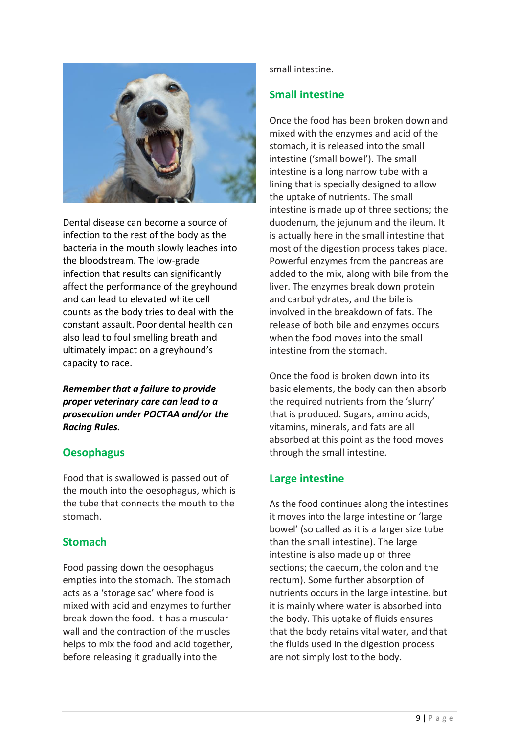Dental disease can become a source of infection to the rest of the body as the bacteria in the mouth slowly leaches into the bloodstream. The low-grade infection that results can significantly affect the performance of the greyhound and can lead to elevated white cell counts as the body tries to deal with the constant assault. Poor dental health can also lead to foul smelling breath and ultimately impact on a greyhound's capacity to race.

***Remember that a failure to provide proper veterinary care can lead to a prosecution under POCTAA and/or the Racing Rules.***

## Oesophagus

Food that is swallowed is passed out of the mouth into the oesophagus, which is the tube that connects the mouth to the stomach.

## Stomach

Food passing down the oesophagus empties into the stomach. The stomach acts as a 'storage sac' where food is mixed with acid and enzymes to further break down the food. It has a muscular wall and the contraction of the muscles helps to mix the food and acid together, before releasing it gradually into the small intestine.

## Small intestine

Once the food has been broken down and mixed with the enzymes and acid of the stomach, it is released into the small intestine ('small bowel'). The small intestine is a long narrow tube with a lining that is specially designed to allow the uptake of nutrients. The small intestine is made up of three sections; the duodenum, the jejunum and the ileum. It is actually here in the small intestine that most of the digestion process takes place. Powerful enzymes from the pancreas are added to the mix, along with bile from the liver. The enzymes break down protein and carbohydrates, and the bile is involved in the breakdown of fats. The release of both bile and enzymes occurs when the food moves into the small intestine from the stomach.

Once the food is broken down into its basic elements, the body can then absorb the required nutrients from the 'slurry' that is produced. Sugars, amino acids, vitamins, minerals, and fats are all absorbed at this point as the food moves through the small intestine.

## Large intestine

As the food continues along the intestines it moves into the large intestine or 'large bowel' (so called as it is a larger size tube than the small intestine). The large intestine is also made up of three sections; the caecum, the colon and the rectum). Some further absorption of nutrients occurs in the large intestine, but it is mainly where water is absorbed into the body. This uptake of fluids ensures that the body retains vital water, and that the fluids used in the digestion process are not simply lost to the body.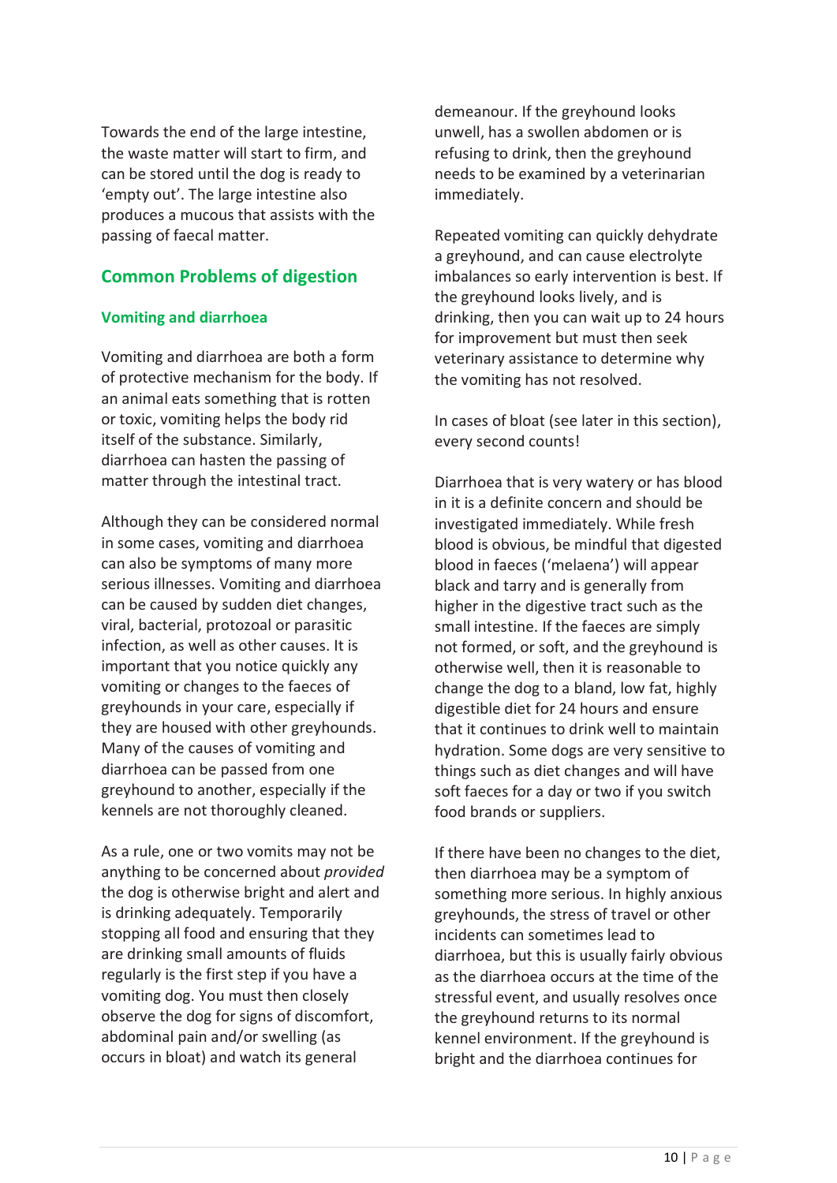Towards the end of the large intestine, the waste matter will start to firm, and can be stored until the dog is ready to 'empty out'. The large intestine also produces a mucous that assists with the passing of faecal matter.

## Common Problems of digestion

### Vomiting and diarrhoea

Vomiting and diarrhoea are both a form of protective mechanism for the body. If an animal eats something that is rotten or toxic, vomiting helps the body rid itself of the substance. Similarly, diarrhoea can hasten the passing of matter through the intestinal tract.

Although they can be considered normal in some cases, vomiting and diarrhoea can also be symptoms of many more serious illnesses. Vomiting and diarrhoea can be caused by sudden diet changes, viral, bacterial, protozoal or parasitic infection, as well as other causes. It is important that you notice quickly any vomiting or changes to the faeces of greyhounds in your care, especially if they are housed with other greyhounds. Many of the causes of vomiting and diarrhoea can be passed from one greyhound to another, especially if the kennels are not thoroughly cleaned.

As a rule, one or two vomits may not be anything to be concerned about *provided* the dog is otherwise bright and alert and is drinking adequately. Temporarily stopping all food and ensuring that they are drinking small amounts of fluids regularly is the first step if you have a vomiting dog. You must then closely observe the dog for signs of discomfort, abdominal pain and/or swelling (as occurs in bloat) and watch its general demeanour. If the greyhound looks unwell, has a swollen abdomen or is refusing to drink, then the greyhound needs to be examined by a veterinarian immediately.

Repeated vomiting can quickly dehydrate a greyhound, and can cause electrolyte imbalances so early intervention is best. If the greyhound looks lively, and is drinking, then you can wait up to 24 hours for improvement but must then seek veterinary assistance to determine why the vomiting has not resolved.

In cases of bloat (see later in this section), every second counts!

Diarrhoea that is very watery or has blood in it is a definite concern and should be investigated immediately. While fresh blood is obvious, be mindful that digested blood in faeces ('melaena') will appear black and tarry and is generally from higher in the digestive tract such as the small intestine. If the faeces are simply not formed, or soft, and the greyhound is otherwise well, then it is reasonable to change the dog to a bland, low fat, highly digestible diet for 24 hours and ensure that it continues to drink well to maintain hydration. Some dogs are very sensitive to things such as diet changes and will have soft faeces for a day or two if you switch food brands or suppliers.

If there have been no changes to the diet, then diarrhoea may be a symptom of something more serious. In highly anxious greyhounds, the stress of travel or other incidents can sometimes lead to diarrhoea, but this is usually fairly obvious as the diarrhoea occurs at the time of the stressful event, and usually resolves once the greyhound returns to its normal kennel environment. If the greyhound is bright and the diarrhoea continues for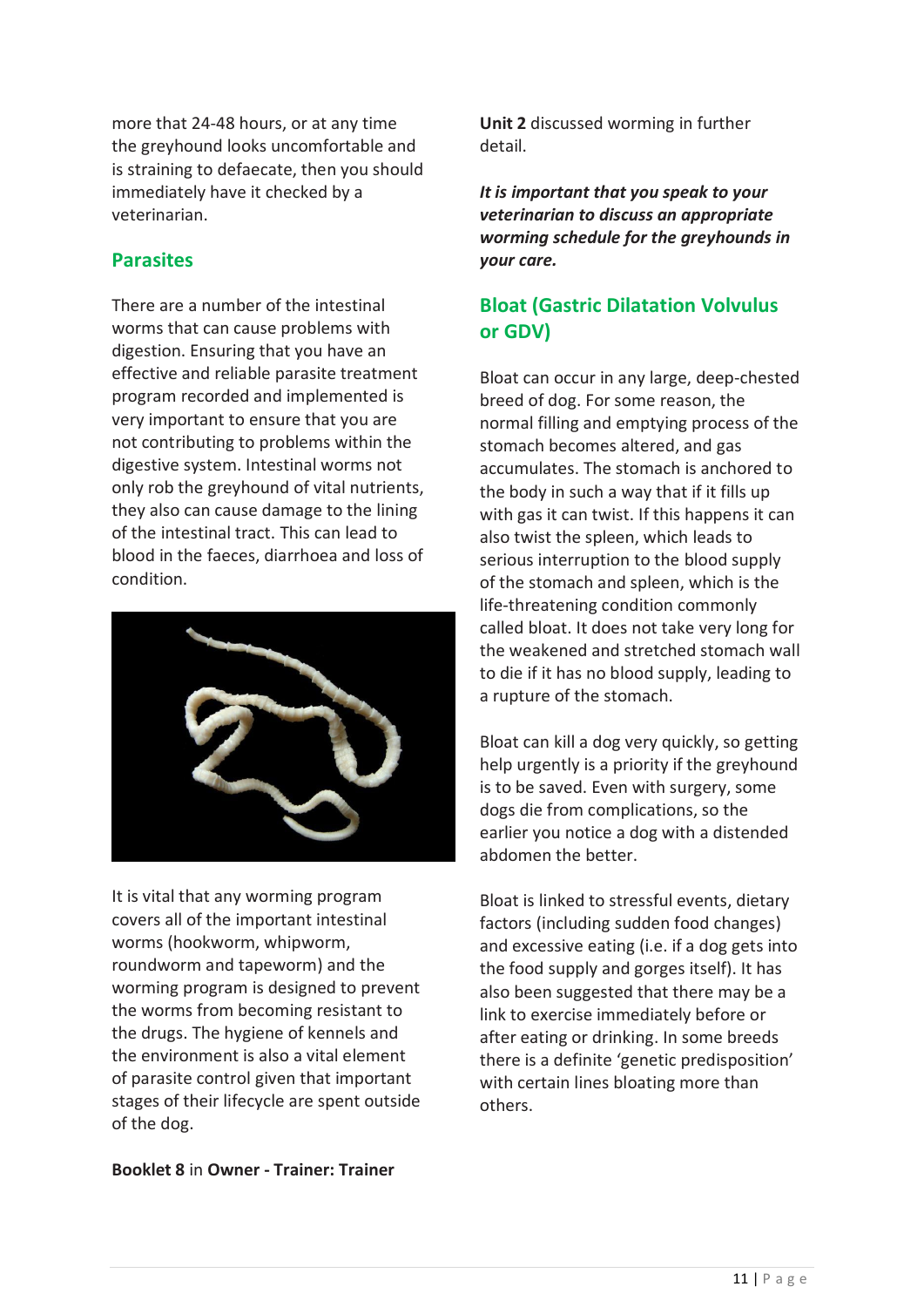more that 24-48 hours, or at any time the greyhound looks uncomfortable and is straining to defaecate, then you should immediately have it checked by a veterinarian.

## Parasites

There are a number of the intestinal worms that can cause problems with digestion. Ensuring that you have an effective and reliable parasite treatment program recorded and implemented is very important to ensure that you are not contributing to problems within the digestive system. Intestinal worms not only rob the greyhound of vital nutrients, they also can cause damage to the lining of the intestinal tract. This can lead to blood in the faeces, diarrhoea and loss of condition.

It is vital that any worming program covers all of the important intestinal worms (hookworm, whipworm, roundworm and tapeworm) and the worming program is designed to prevent the worms from becoming resistant to the drugs. The hygiene of kennels and the environment is also a vital element of parasite control given that important stages of their lifecycle are spent outside of the dog.

**Booklet 8** in **Owner - Trainer: Trainer Unit 2** discussed worming in further detail.

***It is important that you speak to your veterinarian to discuss an appropriate worming schedule for the greyhounds in your care.***

## Bloat (Gastric Dilatation Volvulus or GDV)

Bloat can occur in any large, deep-chested breed of dog. For some reason, the normal filling and emptying process of the stomach becomes altered, and gas accumulates. The stomach is anchored to the body in such a way that if it fills up with gas it can twist. If this happens it can also twist the spleen, which leads to serious interruption to the blood supply of the stomach and spleen, which is the life-threatening condition commonly called bloat. It does not take very long for the weakened and stretched stomach wall to die if it has no blood supply, leading to a rupture of the stomach.

Bloat can kill a dog very quickly, so getting help urgently is a priority if the greyhound is to be saved. Even with surgery, some dogs die from complications, so the earlier you notice a dog with a distended abdomen the better.

Bloat is linked to stressful events, dietary factors (including sudden food changes) and excessive eating (i.e. if a dog gets into the food supply and gorges itself). It has also been suggested that there may be a link to exercise immediately before or after eating or drinking. In some breeds there is a definite 'genetic predisposition' with certain lines bloating more than others.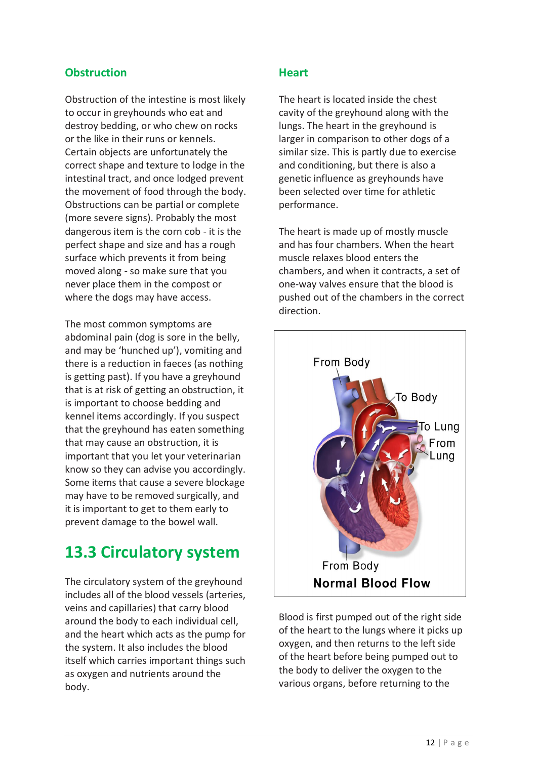### Obstruction

Obstruction of the intestine is most likely to occur in greyhounds who eat and destroy bedding, or who chew on rocks or the like in their runs or kennels. Certain objects are unfortunately the correct shape and texture to lodge in the intestinal tract, and once lodged prevent the movement of food through the body. Obstructions can be partial or complete (more severe signs). Probably the most dangerous item is the corn cob - it is the perfect shape and size and has a rough surface which prevents it from being moved along - so make sure that you never place them in the compost or where the dogs may have access.

The most common symptoms are abdominal pain (dog is sore in the belly, and may be 'hunched up'), vomiting and there is a reduction in faeces (as nothing is getting past). If you have a greyhound that is at risk of getting an obstruction, it is important to choose bedding and kennel items accordingly. If you suspect that the greyhound has eaten something that may cause an obstruction, it is important that you let your veterinarian know so they can advise you accordingly. Some items that cause a severe blockage may have to be removed surgically, and it is important to get to them early to prevent damage to the bowel wall.

## 13.3 Circulatory system

The circulatory system of the greyhound includes all of the blood vessels (arteries, veins and capillaries) that carry blood around the body to each individual cell, and the heart which acts as the pump for the system. It also includes the blood itself which carries important things such as oxygen and nutrients around the body.

### Heart

The heart is located inside the chest cavity of the greyhound along with the lungs. The heart in the greyhound is larger in comparison to other dogs of a similar size. This is partly due to exercise and conditioning, but there is also a genetic influence as greyhounds have been selected over time for athletic performance.

The heart is made up of mostly muscle and has four chambers. When the heart muscle relaxes blood enters the chambers, and when it contracts, a set of one-way valves ensure that the blood is pushed out of the chambers in the correct direction.

From Body

To Body

To Lung

From Lung

From Body

**Normal Blood Flow**

Blood is first pumped out of the right side of the heart to the lungs where it picks up oxygen, and then returns to the left side of the heart before being pumped out to the body to deliver the oxygen to the various organs, before returning to the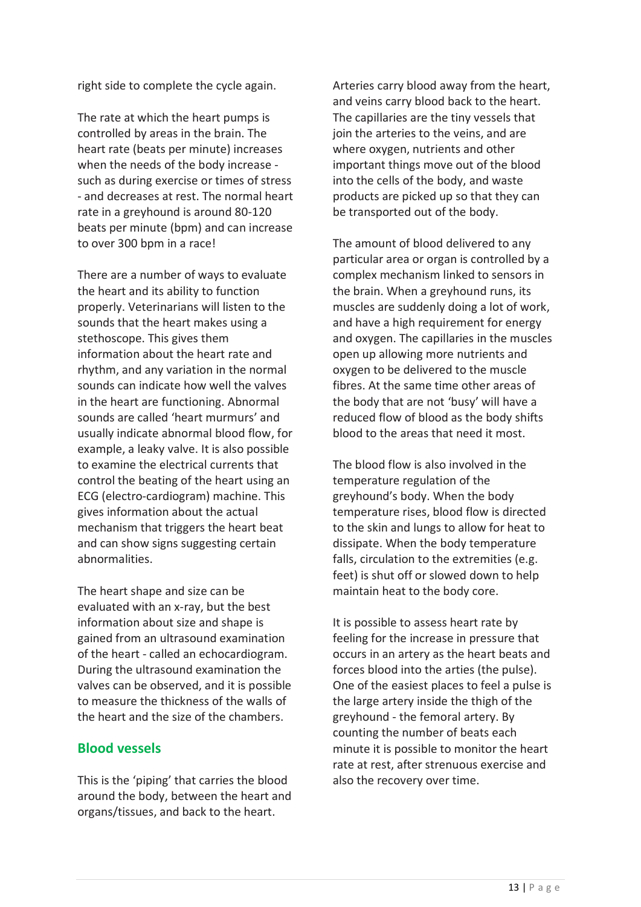right side to complete the cycle again.

The rate at which the heart pumps is controlled by areas in the brain. The heart rate (beats per minute) increases when the needs of the body increase - such as during exercise or times of stress - and decreases at rest. The normal heart rate in a greyhound is around 80-120 beats per minute (bpm) and can increase to over 300 bpm in a race!

There are a number of ways to evaluate the heart and its ability to function properly. Veterinarians will listen to the sounds that the heart makes using a stethoscope. This gives them information about the heart rate and rhythm, and any variation in the normal sounds can indicate how well the valves in the heart are functioning. Abnormal sounds are called 'heart murmurs' and usually indicate abnormal blood flow, for example, a leaky valve. It is also possible to examine the electrical currents that control the beating of the heart using an ECG (electro-cardiogram) machine. This gives information about the actual mechanism that triggers the heart beat and can show signs suggesting certain abnormalities.

The heart shape and size can be evaluated with an x-ray, but the best information about size and shape is gained from an ultrasound examination of the heart - called an echocardiogram. During the ultrasound examination the valves can be observed, and it is possible to measure the thickness of the walls of the heart and the size of the chambers.

## Blood vessels

This is the 'piping' that carries the blood around the body, between the heart and organs/tissues, and back to the heart.

Arteries carry blood away from the heart, and veins carry blood back to the heart. The capillaries are the tiny vessels that join the arteries to the veins, and are where oxygen, nutrients and other important things move out of the blood into the cells of the body, and waste products are picked up so that they can be transported out of the body.

The amount of blood delivered to any particular area or organ is controlled by a complex mechanism linked to sensors in the brain. When a greyhound runs, its muscles are suddenly doing a lot of work, and have a high requirement for energy and oxygen. The capillaries in the muscles open up allowing more nutrients and oxygen to be delivered to the muscle fibres. At the same time other areas of the body that are not 'busy' will have a reduced flow of blood as the body shifts blood to the areas that need it most.

The blood flow is also involved in the temperature regulation of the greyhound's body. When the body temperature rises, blood flow is directed to the skin and lungs to allow for heat to dissipate. When the body temperature falls, circulation to the extremities (e.g. feet) is shut off or slowed down to help maintain heat to the body core.

It is possible to assess heart rate by feeling for the increase in pressure that occurs in an artery as the heart beats and forces blood into the arties (the pulse). One of the easiest places to feel a pulse is the large artery inside the thigh of the greyhound - the femoral artery. By counting the number of beats each minute it is possible to monitor the heart rate at rest, after strenuous exercise and also the recovery over time.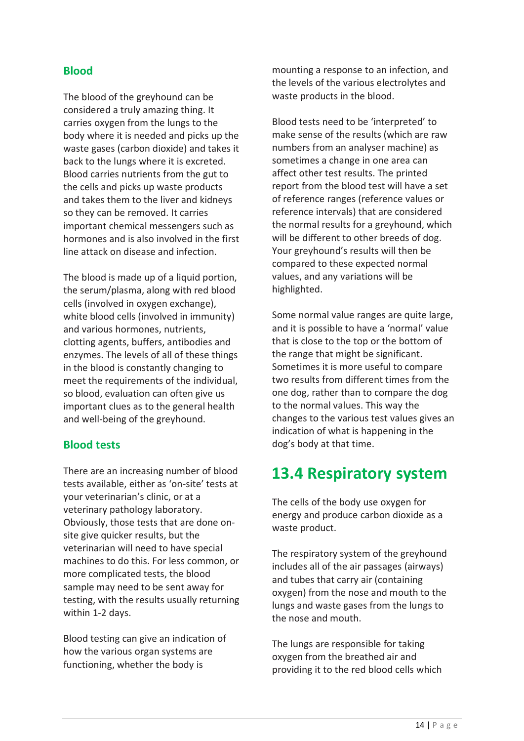## Blood

The blood of the greyhound can be considered a truly amazing thing. It carries oxygen from the lungs to the body where it is needed and picks up the waste gases (carbon dioxide) and takes it back to the lungs where it is excreted. Blood carries nutrients from the gut to the cells and picks up waste products and takes them to the liver and kidneys so they can be removed. It carries important chemical messengers such as hormones and is also involved in the first line attack on disease and infection.

The blood is made up of a liquid portion, the serum/plasma, along with red blood cells (involved in oxygen exchange), white blood cells (involved in immunity) and various hormones, nutrients, clotting agents, buffers, antibodies and enzymes. The levels of all of these things in the blood is constantly changing to meet the requirements of the individual, so blood, evaluation can often give us important clues as to the general health and well-being of the greyhound.

## Blood tests

There are an increasing number of blood tests available, either as 'on-site' tests at your veterinarian's clinic, or at a veterinary pathology laboratory. Obviously, those tests that are done on-site give quicker results, but the veterinarian will need to have special machines to do this. For less common, or more complicated tests, the blood sample may need to be sent away for testing, with the results usually returning within 1-2 days.

Blood testing can give an indication of how the various organ systems are functioning, whether the body is mounting a response to an infection, and the levels of the various electrolytes and waste products in the blood.

Blood tests need to be 'interpreted' to make sense of the results (which are raw numbers from an analyser machine) as sometimes a change in one area can affect other test results. The printed report from the blood test will have a set of reference ranges (reference values or reference intervals) that are considered the normal results for a greyhound, which will be different to other breeds of dog. Your greyhound's results will then be compared to these expected normal values, and any variations will be highlighted.

Some normal value ranges are quite large, and it is possible to have a 'normal' value that is close to the top or the bottom of the range that might be significant. Sometimes it is more useful to compare two results from different times from the one dog, rather than to compare the dog to the normal values. This way the changes to the various test values gives an indication of what is happening in the dog's body at that time.

# 13.4 Respiratory system

The cells of the body use oxygen for energy and produce carbon dioxide as a waste product.

The respiratory system of the greyhound includes all of the air passages (airways) and tubes that carry air (containing oxygen) from the nose and mouth to the lungs and waste gases from the lungs to the nose and mouth.

The lungs are responsible for taking oxygen from the breathed air and providing it to the red blood cells which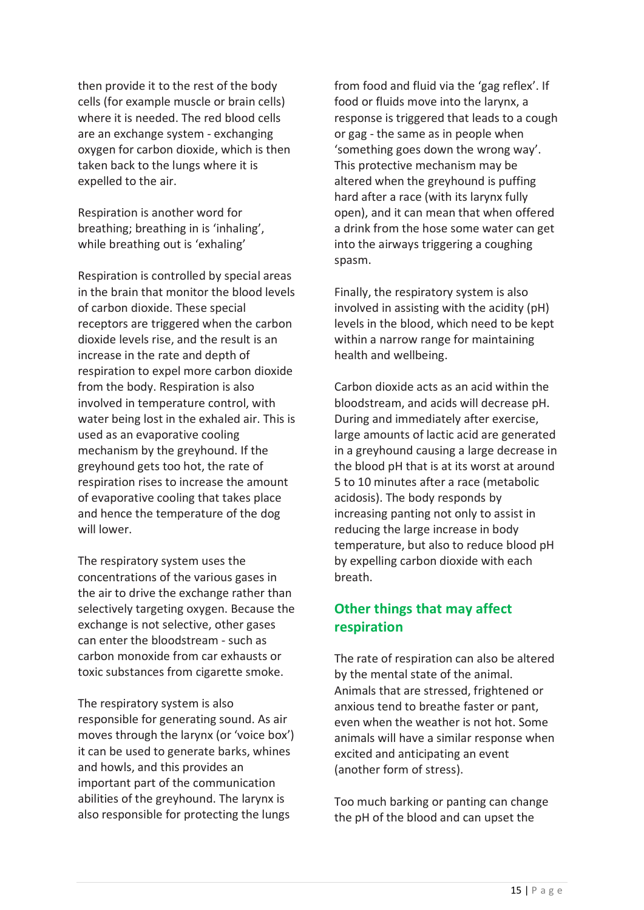then provide it to the rest of the body cells (for example muscle or brain cells) where it is needed. The red blood cells are an exchange system - exchanging oxygen for carbon dioxide, which is then taken back to the lungs where it is expelled to the air.

Respiration is another word for breathing; breathing in is 'inhaling', while breathing out is 'exhaling'

Respiration is controlled by special areas in the brain that monitor the blood levels of carbon dioxide. These special receptors are triggered when the carbon dioxide levels rise, and the result is an increase in the rate and depth of respiration to expel more carbon dioxide from the body. Respiration is also involved in temperature control, with water being lost in the exhaled air. This is used as an evaporative cooling mechanism by the greyhound. If the greyhound gets too hot, the rate of respiration rises to increase the amount of evaporative cooling that takes place and hence the temperature of the dog will lower.

The respiratory system uses the concentrations of the various gases in the air to drive the exchange rather than selectively targeting oxygen. Because the exchange is not selective, other gases can enter the bloodstream - such as carbon monoxide from car exhausts or toxic substances from cigarette smoke.

The respiratory system is also responsible for generating sound. As air moves through the larynx (or 'voice box') it can be used to generate barks, whines and howls, and this provides an important part of the communication abilities of the greyhound. The larynx is also responsible for protecting the lungs from food and fluid via the 'gag reflex'. If food or fluids move into the larynx, a response is triggered that leads to a cough or gag - the same as in people when 'something goes down the wrong way'. This protective mechanism may be altered when the greyhound is puffing hard after a race (with its larynx fully open), and it can mean that when offered a drink from the hose some water can get into the airways triggering a coughing spasm.

Finally, the respiratory system is also involved in assisting with the acidity (pH) levels in the blood, which need to be kept within a narrow range for maintaining health and wellbeing.

Carbon dioxide acts as an acid within the bloodstream, and acids will decrease pH. During and immediately after exercise, large amounts of lactic acid are generated in a greyhound causing a large decrease in the blood pH that is at its worst at around 5 to 10 minutes after a race (metabolic acidosis). The body responds by increasing panting not only to assist in reducing the large increase in body temperature, but also to reduce blood pH by expelling carbon dioxide with each breath.

## Other things that may affect respiration

The rate of respiration can also be altered by the mental state of the animal. Animals that are stressed, frightened or anxious tend to breathe faster or pant, even when the weather is not hot. Some animals will have a similar response when excited and anticipating an event (another form of stress).

Too much barking or panting can change the pH of the blood and can upset the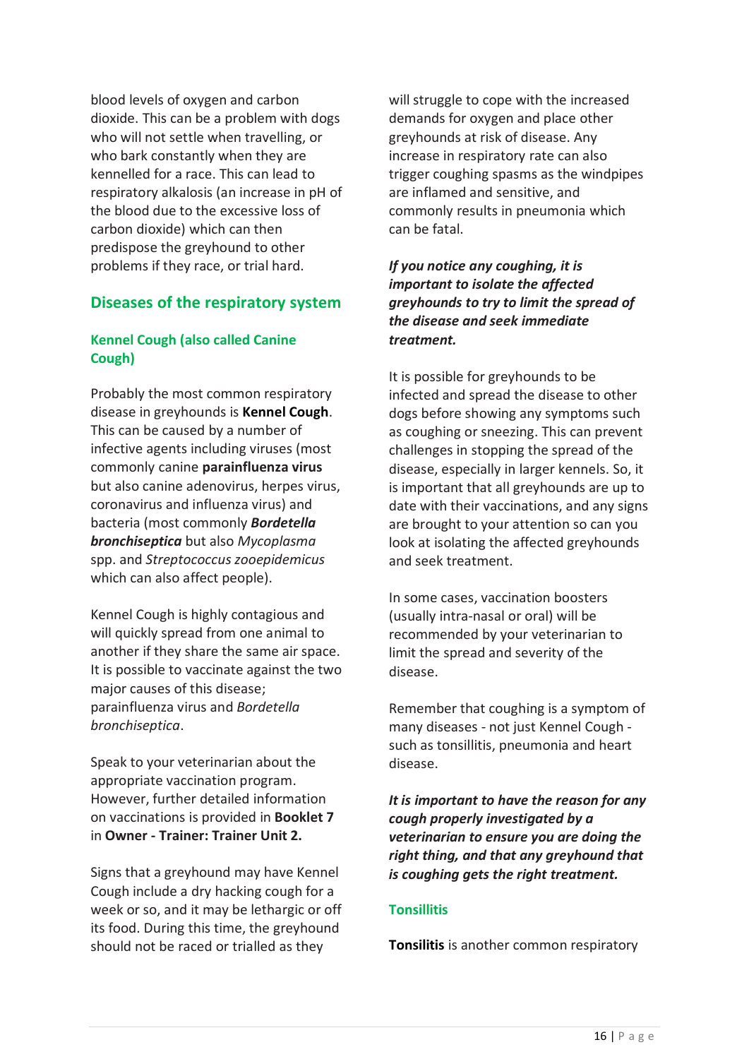blood levels of oxygen and carbon dioxide. This can be a problem with dogs who will not settle when travelling, or who bark constantly when they are kennelled for a race. This can lead to respiratory alkalosis (an increase in pH of the blood due to the excessive loss of carbon dioxide) which can then predispose the greyhound to other problems if they race, or trial hard.

## Diseases of the respiratory system

### Kennel Cough (also called Canine Cough)

Probably the most common respiratory disease in greyhounds is **Kennel Cough**. This can be caused by a number of infective agents including viruses (most commonly canine **parainfluenza virus** but also canine adenovirus, herpes virus, coronavirus and influenza virus) and bacteria (most commonly ***Bordetella bronchiseptica*** but also *Mycoplasma* spp. and *Streptococcus zooepidemicus* which can also affect people).

Kennel Cough is highly contagious and will quickly spread from one animal to another if they share the same air space. It is possible to vaccinate against the two major causes of this disease; parainfluenza virus and *Bordetella bronchiseptica*.

Speak to your veterinarian about the appropriate vaccination program. However, further detailed information on vaccinations is provided in **Booklet 7** in **Owner - Trainer: Trainer Unit 2.**

Signs that a greyhound may have Kennel Cough include a dry hacking cough for a week or so, and it may be lethargic or off its food. During this time, the greyhound should not be raced or trialled as they will struggle to cope with the increased demands for oxygen and place other greyhounds at risk of disease. Any increase in respiratory rate can also trigger coughing spasms as the windpipes are inflamed and sensitive, and commonly results in pneumonia which can be fatal.

***If you notice any coughing, it is important to isolate the affected greyhounds to try to limit the spread of the disease and seek immediate treatment.***

It is possible for greyhounds to be infected and spread the disease to other dogs before showing any symptoms such as coughing or sneezing. This can prevent challenges in stopping the spread of the disease, especially in larger kennels. So, it is important that all greyhounds are up to date with their vaccinations, and any signs are brought to your attention so can you look at isolating the affected greyhounds and seek treatment.

In some cases, vaccination boosters (usually intra-nasal or oral) will be recommended by your veterinarian to limit the spread and severity of the disease.

Remember that coughing is a symptom of many diseases - not just Kennel Cough - such as tonsillitis, pneumonia and heart disease.

***It is important to have the reason for any cough properly investigated by a veterinarian to ensure you are doing the right thing, and that any greyhound that is coughing gets the right treatment.***

### Tonsillitis

**Tonsilitis** is another common respiratory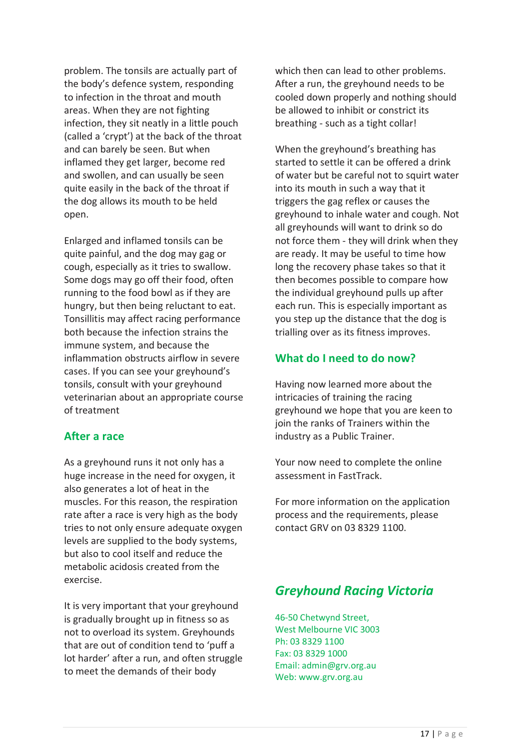problem. The tonsils are actually part of the body's defence system, responding to infection in the throat and mouth areas. When they are not fighting infection, they sit neatly in a little pouch (called a 'crypt') at the back of the throat and can barely be seen. But when inflamed they get larger, become red and swollen, and can usually be seen quite easily in the back of the throat if the dog allows its mouth to be held open.

Enlarged and inflamed tonsils can be quite painful, and the dog may gag or cough, especially as it tries to swallow. Some dogs may go off their food, often running to the food bowl as if they are hungry, but then being reluctant to eat. Tonsillitis may affect racing performance both because the infection strains the immune system, and because the inflammation obstructs airflow in severe cases. If you can see your greyhound's tonsils, consult with your greyhound veterinarian about an appropriate course of treatment

## After a race

As a greyhound runs it not only has a huge increase in the need for oxygen, it also generates a lot of heat in the muscles. For this reason, the respiration rate after a race is very high as the body tries to not only ensure adequate oxygen levels are supplied to the body systems, but also to cool itself and reduce the metabolic acidosis created from the exercise.

It is very important that your greyhound is gradually brought up in fitness so as not to overload its system. Greyhounds that are out of condition tend to 'puff a lot harder' after a run, and often struggle to meet the demands of their body which then can lead to other problems. After a run, the greyhound needs to be cooled down properly and nothing should be allowed to inhibit or constrict its breathing - such as a tight collar!

When the greyhound's breathing has started to settle it can be offered a drink of water but be careful not to squirt water into its mouth in such a way that it triggers the gag reflex or causes the greyhound to inhale water and cough. Not all greyhounds will want to drink so do not force them - they will drink when they are ready. It may be useful to time how long the recovery phase takes so that it then becomes possible to compare how the individual greyhound pulls up after each run. This is especially important as you step up the distance that the dog is trialling over as its fitness improves.

## What do I need to do now?

Having now learned more about the intricacies of training the racing greyhound we hope that you are keen to join the ranks of Trainers within the industry as a Public Trainer.

Your now need to complete the online assessment in FastTrack.

For more information on the application process and the requirements, please contact GRV on 03 8329 1100.

## *Greyhound Racing Victoria*

46-50 Chetwynd Street,
West Melbourne VIC 3003
Ph: 03 8329 1100
Fax: 03 8329 1000
Email: admin@grv.org.au
Web: www.grv.org.au